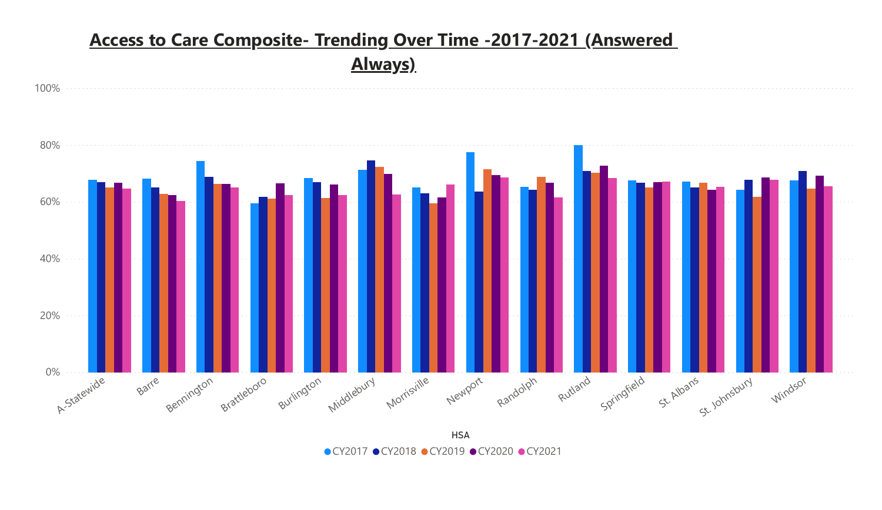# Access to Care Composite- Trending Over Time -2017-2021 (Answered Always)

100%
80%
60%
40%
20%
0%

A-Statewide
Barre
Bennington
Brattleboro
Burlington
Middlebury
Morrisville
Newport
Randolph
Rutland
Springfield
St. Albans
St. Johnsbury
Windsor

HSA

CY2017 CY2018 CY2019 CY2020 CY2021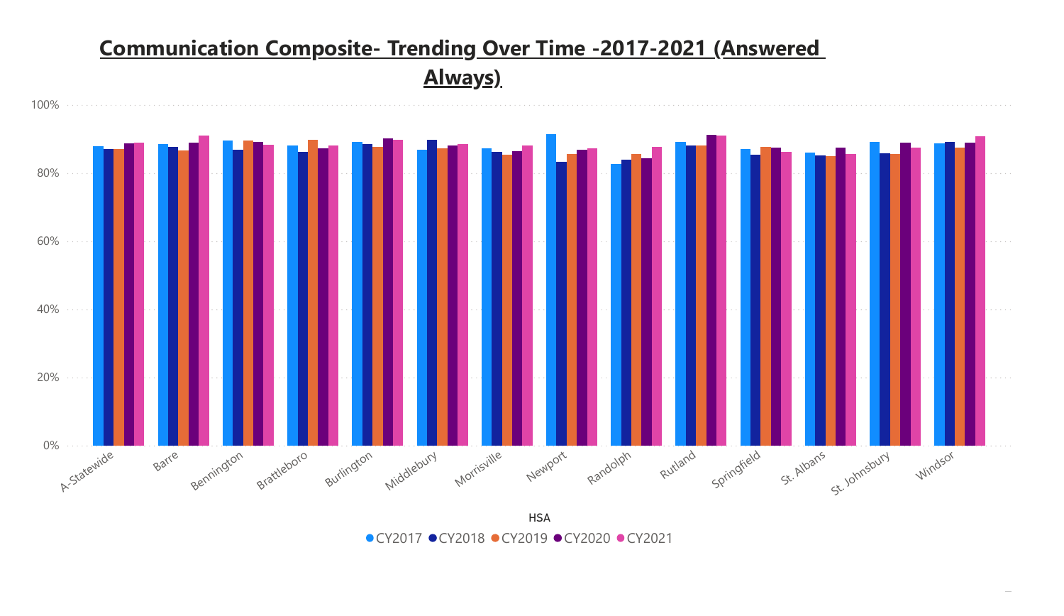# Communication Composite- Trending Over Time -2017-2021 (Answered Always)

100%
80%
60%
40%
20%
0%

A-Statewide
Barre
Bennington
Brattleboro
Burlington
Middlebury
Morrisville
Newport
Randolph
Rutland
Springfield
St. Albans
St. Johnsbury
Windsor

HSA

CY2017 CY2018 CY2019 CY2020 CY2021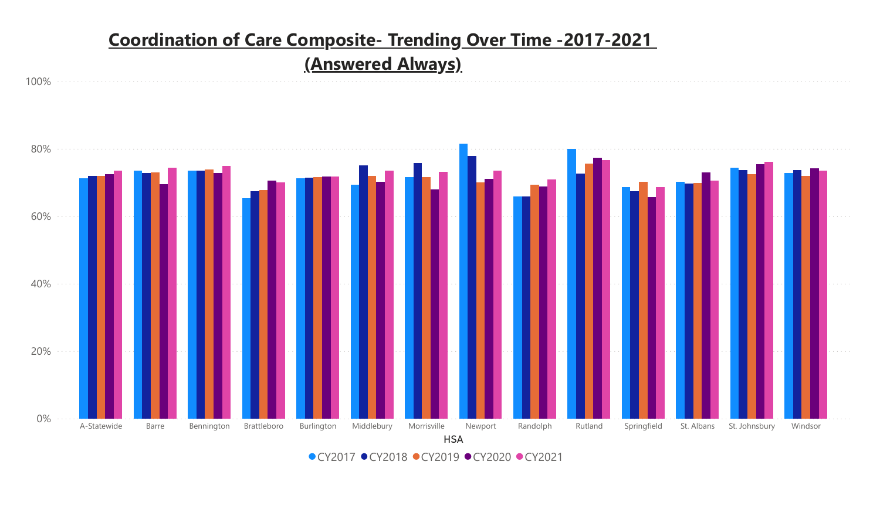# Coordination of Care Composite- Trending Over Time -2017-2021 (Answered Always)

100%
80%
60%
40%
20%
0%

A-Statewide
Barre
Bennington
Brattleboro
Burlington
Middlebury
Morrisville
Newport
Randolph
Rutland
Springfield
St. Albans
St. Johnsbury
Windsor

HSA

CY2017 CY2018 CY2019 CY2020 CY2021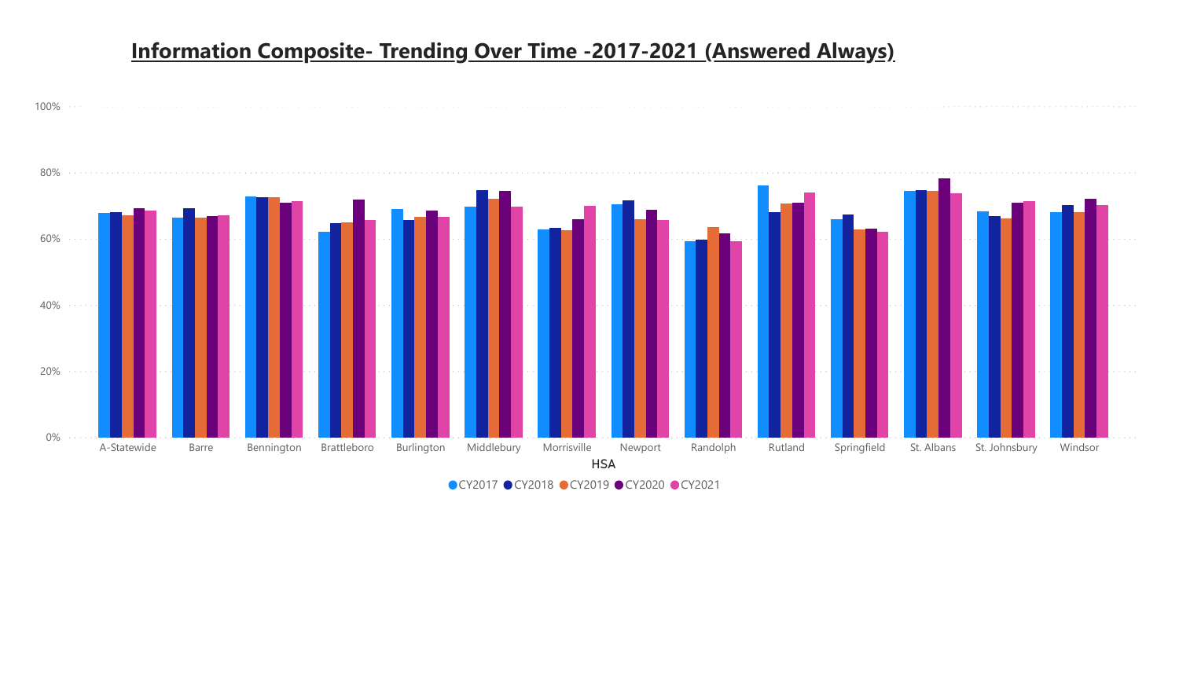## Information Composite- Trending Over Time -2017-2021 (Answered Always)

100%
80%
60%
40%
20%
0%

A-Statewide
Barre
Bennington
Brattleboro
Burlington
Middlebury
Morrisville
Newport
Randolph
Rutland
Springfield
St. Albans
St. Johnsbury
Windsor

HSA

CY2017 CY2018 CY2019 CY2020 CY2021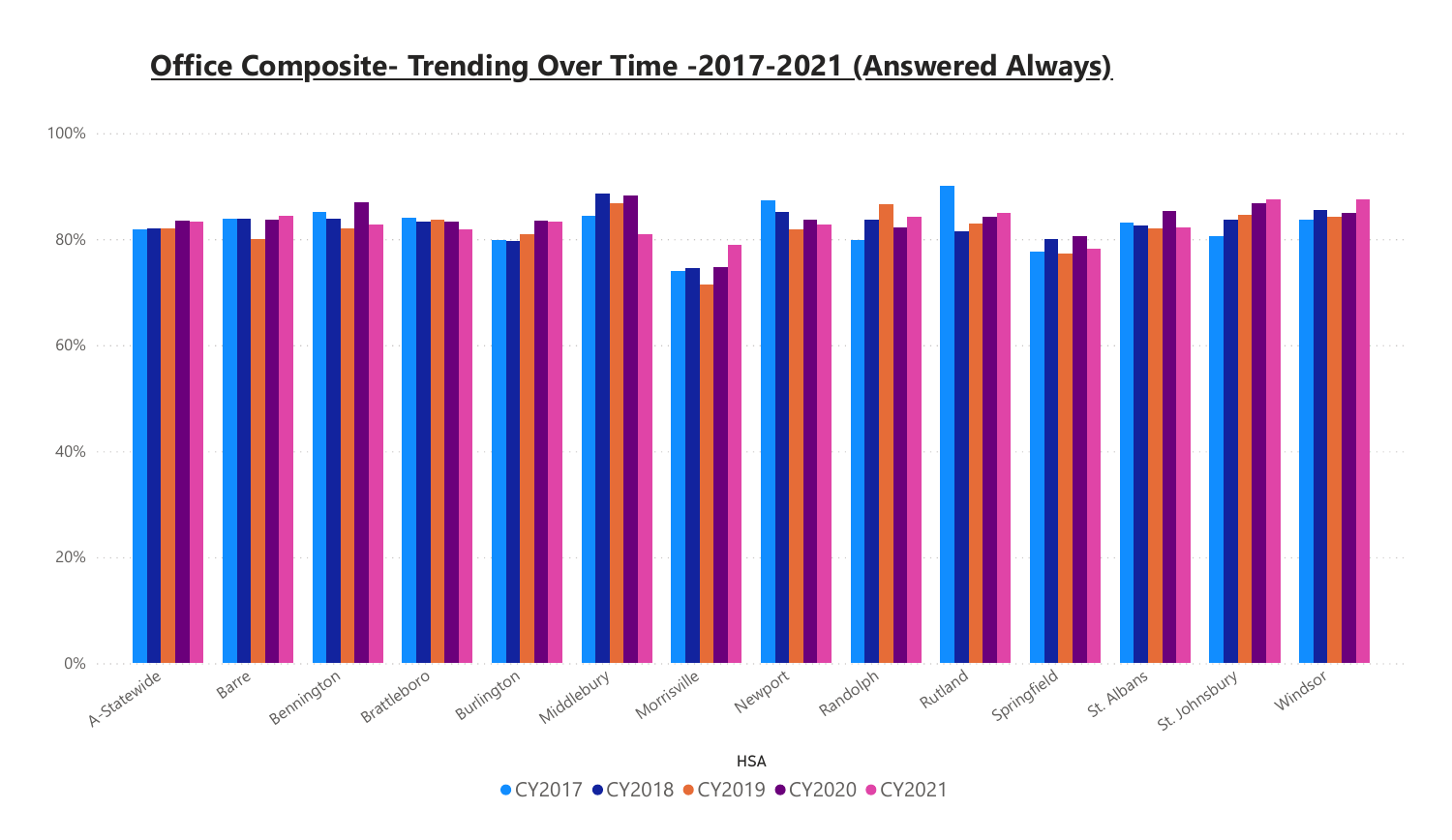# Office Composite- Trending Over Time -2017-2021 (Answered Always)

100%

80%

60%

40%

20%

0%

A-Statewide

Barre

Bennington

Brattleboro

Burlington

Middlebury

Morrisville

Newport

Randolph

Rutland

Springfield

St. Albans

St. Johnsbury

Windsor

HSA

CY2017 CY2018 CY2019 CY2020 CY2021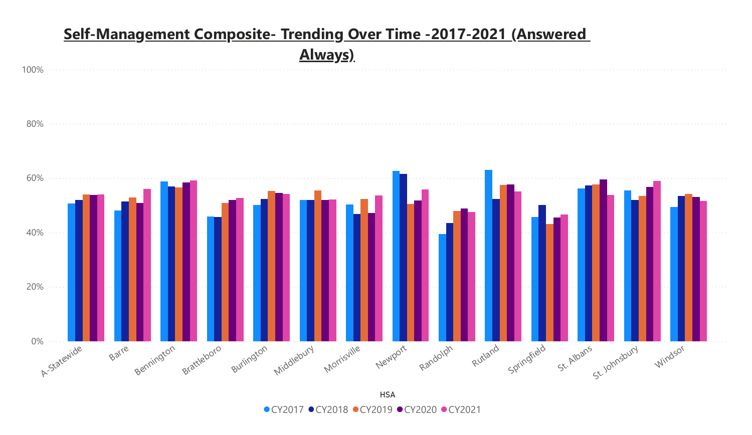## Self-Management Composite- Trending Over Time -2017-2021 (Answered Always)

100%
80%
60%
40%
20%
0%

A-Statewide, Barre, Bennington, Brattleboro, Burlington, Middlebury, Morrisville, Newport, Randolph, Rutland, Springfield, St. Albans, St. Johnsbury, Windsor

HSA

CY2017 CY2018 CY2019 CY2020 CY2021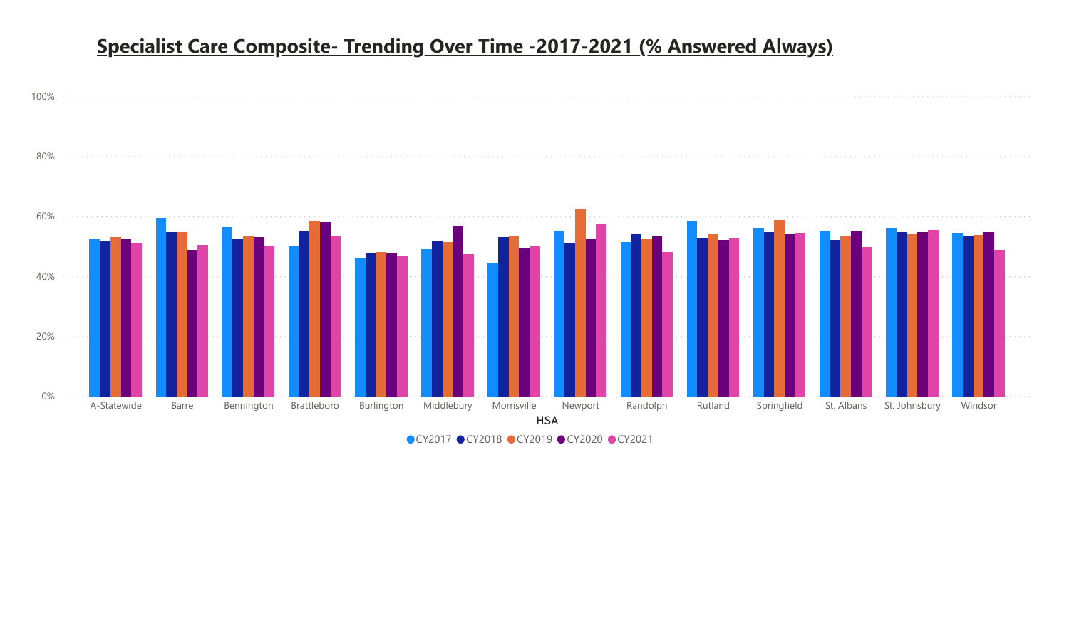## **Specialist Care Composite- Trending Over Time -2017-2021 (% Answered Always)**

100%

80%

60%

40%

20%

0%

A-Statewide Barre Bennington Brattleboro Burlington Middlebury Morrisville Newport Randolph Rutland Springfield St. Albans St. Johnsbury Windsor

HSA

CY2017 CY2018 CY2019 CY2020 CY2021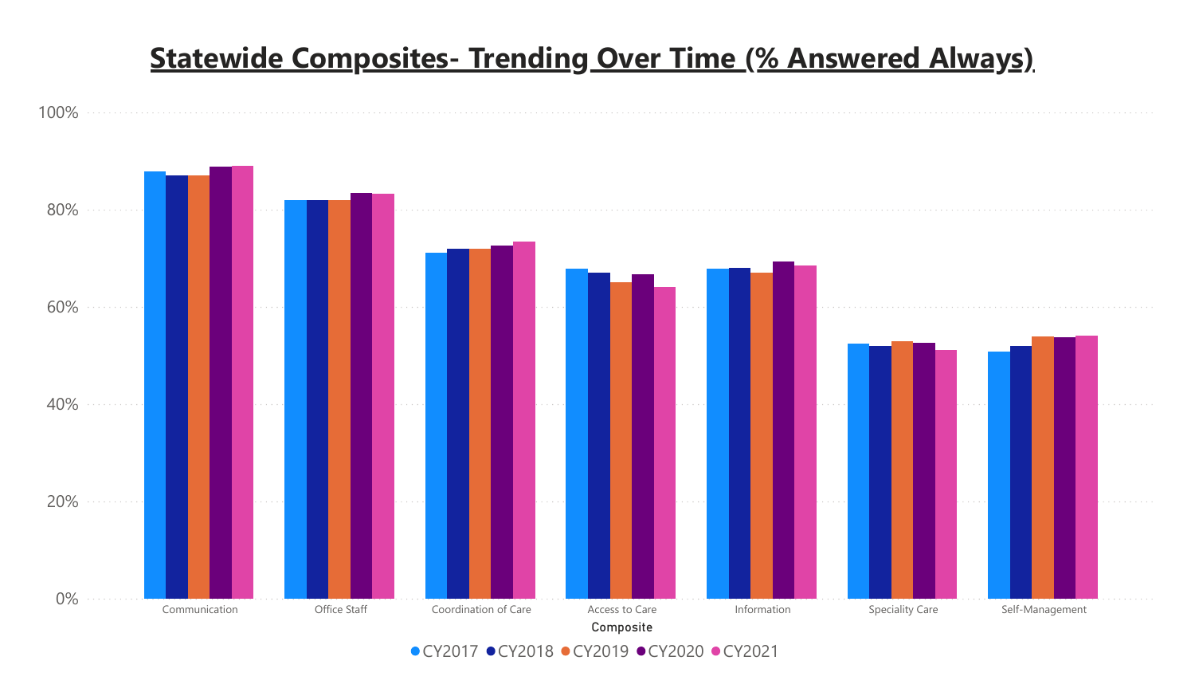# Statewide Composites- Trending Over Time (% Answered Always)

100%
80%
60%
40%
20%
0%

Communication
Office Staff
Coordination of Care
Access to Care
Information
Speciality Care
Self-Management

Composite

CY2017 CY2018 CY2019 CY2020 CY2021